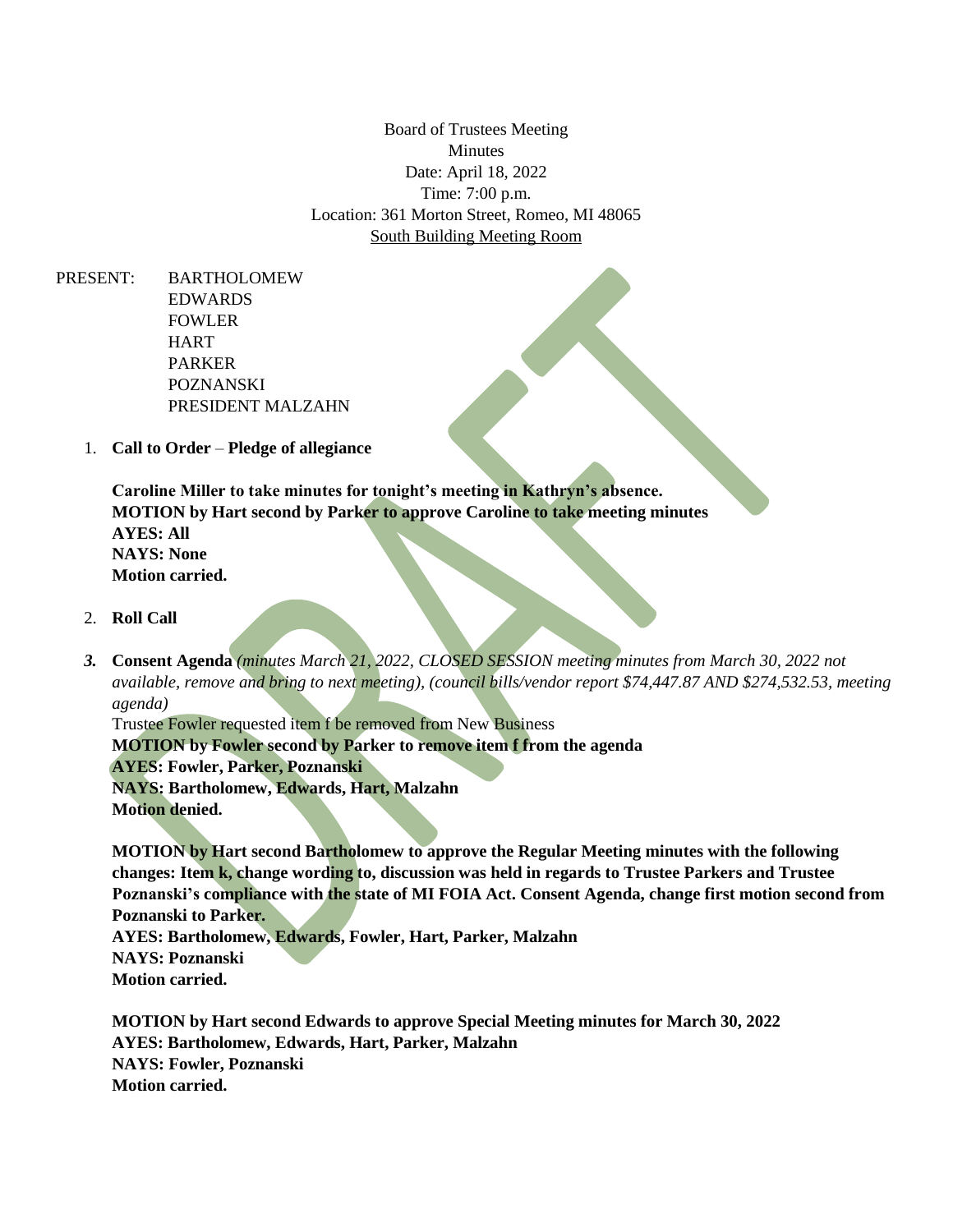Board of Trustees Meeting
Minutes
Date: April 18, 2022
Time: 7:00 p.m.
Location: 361 Morton Street, Romeo, MI 48065
South Building Meeting Room

PRESENT: BARTHOLOMEW
EDWARDS
FOWLER
HART
PARKER
POZNANSKI
PRESIDENT MALZAHN

1. **Call to Order** – **Pledge of allegiance**

   **Caroline Miller to take minutes for tonight's meeting in Kathryn's absence.**
   **MOTION by Hart second by Parker to approve Caroline to take meeting minutes**
   **AYES: All**
   **NAYS: None**
   **Motion carried.**

2. **Roll Call**

3. **Consent Agenda** *(minutes March 21, 2022, CLOSED SESSION meeting minutes from March 30, 2022 not available, remove and bring to next meeting), (council bills/vendor report $74,447.87 AND $274,532.53, meeting agenda)*

   Trustee Fowler requested item f be removed from New Business
   **MOTION by Fowler second by Parker to remove item f from the agenda**
   **AYES: Fowler, Parker, Poznanski**
   **NAYS: Bartholomew, Edwards, Hart, Malzahn**
   **Motion denied.**

   **MOTION by Hart second Bartholomew to approve the Regular Meeting minutes with the following changes: Item k, change wording to, discussion was held in regards to Trustee Parkers and Trustee Poznanski's compliance with the state of MI FOIA Act. Consent Agenda, change first motion second from Poznanski to Parker.**
   **AYES: Bartholomew, Edwards, Fowler, Hart, Parker, Malzahn**
   **NAYS: Poznanski**
   **Motion carried.**

   **MOTION by Hart second Edwards to approve Special Meeting minutes for March 30, 2022**
   **AYES: Bartholomew, Edwards, Hart, Parker, Malzahn**
   **NAYS: Fowler, Poznanski**
   **Motion carried.**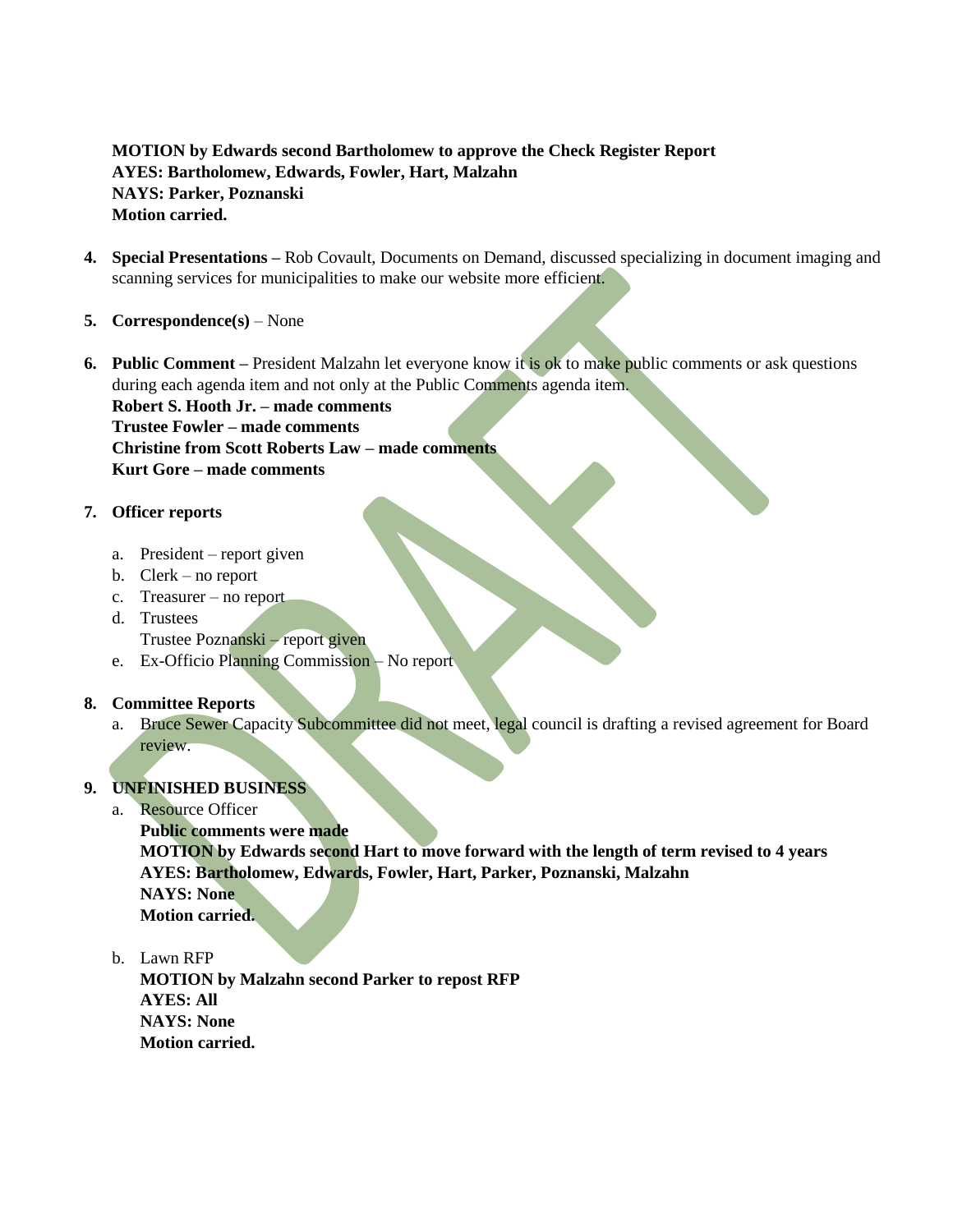**MOTION by Edwards second Bartholomew to approve the Check Register Report**
**AYES: Bartholomew, Edwards, Fowler, Hart, Malzahn**
**NAYS: Parker, Poznanski**
**Motion carried.**

4. **Special Presentations –** Rob Covault, Documents on Demand, discussed specializing in document imaging and scanning services for municipalities to make our website more efficient.

5. **Correspondence(s)** – None

6. **Public Comment –** President Malzahn let everyone know it is ok to make public comments or ask questions during each agenda item and not only at the Public Comments agenda item.
   **Robert S. Hooth Jr. – made comments**
   **Trustee Fowler – made comments**
   **Christine from Scott Roberts Law – made comments**
   **Kurt Gore – made comments**

7. **Officer reports**

   a. President – report given
   b. Clerk – no report
   c. Treasurer – no report
   d. Trustees
      Trustee Poznanski – report given
   e. Ex-Officio Planning Commission – No report

8. **Committee Reports**
   a. Bruce Sewer Capacity Subcommittee did not meet, legal council is drafting a revised agreement for Board review.

9. **UNFINISHED BUSINESS**
   a. Resource Officer
      **Public comments were made**
      **MOTION by Edwards second Hart to move forward with the length of term revised to 4 years**
      **AYES: Bartholomew, Edwards, Fowler, Hart, Parker, Poznanski, Malzahn**
      **NAYS: None**
      **Motion carried.**

   b. Lawn RFP
      **MOTION by Malzahn second Parker to repost RFP**
      **AYES: All**
      **NAYS: None**
      **Motion carried.**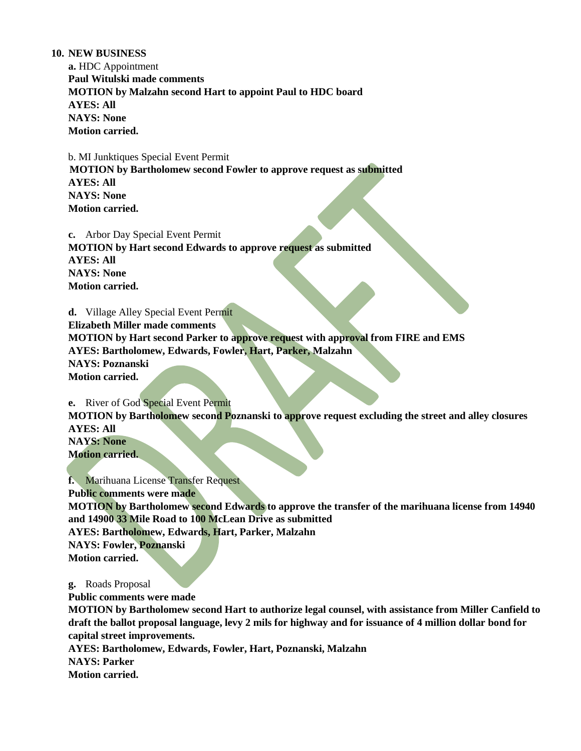**10. NEW BUSINESS**

**a.** HDC Appointment

**Paul Witulski made comments**

**MOTION by Malzahn second Hart to appoint Paul to HDC board**

**AYES: All**

**NAYS: None**

**Motion carried.**

b. MI Junktiques Special Event Permit

**MOTION by Bartholomew second Fowler to approve request as submitted**

**AYES: All**

**NAYS: None**

**Motion carried.**

**c.** Arbor Day Special Event Permit

**MOTION by Hart second Edwards to approve request as submitted**

**AYES: All**

**NAYS: None**

**Motion carried.**

**d.** Village Alley Special Event Permit

**Elizabeth Miller made comments**

**MOTION by Hart second Parker to approve request with approval from FIRE and EMS**

**AYES: Bartholomew, Edwards, Fowler, Hart, Parker, Malzahn**

**NAYS: Poznanski**

**Motion carried.**

**e.** River of God Special Event Permit

**MOTION by Bartholomew second Poznanski to approve request excluding the street and alley closures**

**AYES: All**

**NAYS: None**

**Motion carried.**

**f.** Marihuana License Transfer Request

**Public comments were made**

**MOTION by Bartholomew second Edwards to approve the transfer of the marihuana license from 14940 and 14900 33 Mile Road to 100 McLean Drive as submitted**

**AYES: Bartholomew, Edwards, Hart, Parker, Malzahn**

**NAYS: Fowler, Poznanski**

**Motion carried.**

**g.** Roads Proposal

**Public comments were made**

**MOTION by Bartholomew second Hart to authorize legal counsel, with assistance from Miller Canfield to draft the ballot proposal language, levy 2 mils for highway and for issuance of 4 million dollar bond for capital street improvements.**

**AYES: Bartholomew, Edwards, Fowler, Hart, Poznanski, Malzahn**

**NAYS: Parker**

**Motion carried.**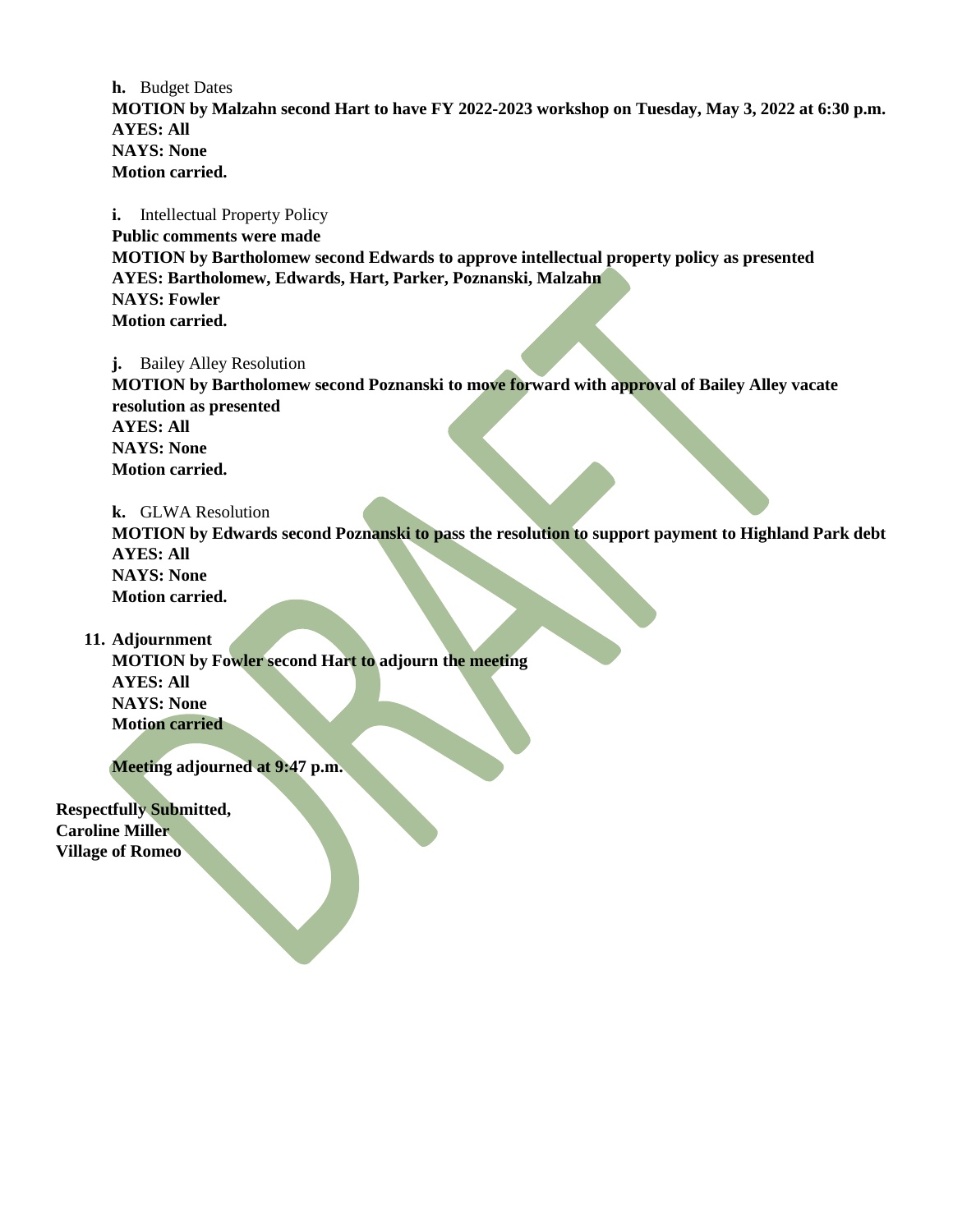**h.** Budget Dates

**MOTION by Malzahn second Hart to have FY 2022-2023 workshop on Tuesday, May 3, 2022 at 6:30 p.m.**
**AYES: All**
**NAYS: None**
**Motion carried.**

**i.** Intellectual Property Policy

**Public comments were made**
**MOTION by Bartholomew second Edwards to approve intellectual property policy as presented**
**AYES: Bartholomew, Edwards, Hart, Parker, Poznanski, Malzahn**
**NAYS: Fowler**
**Motion carried.**

**j.** Bailey Alley Resolution

**MOTION by Bartholomew second Poznanski to move forward with approval of Bailey Alley vacate resolution as presented**
**AYES: All**
**NAYS: None**
**Motion carried.**

**k.** GLWA Resolution

**MOTION by Edwards second Poznanski to pass the resolution to support payment to Highland Park debt**
**AYES: All**
**NAYS: None**
**Motion carried.**

**11. Adjournment**

**MOTION by Fowler second Hart to adjourn the meeting**
**AYES: All**
**NAYS: None**
**Motion carried**

**Meeting adjourned at 9:47 p.m.**

**Respectfully Submitted,**
**Caroline Miller**
**Village of Romeo**